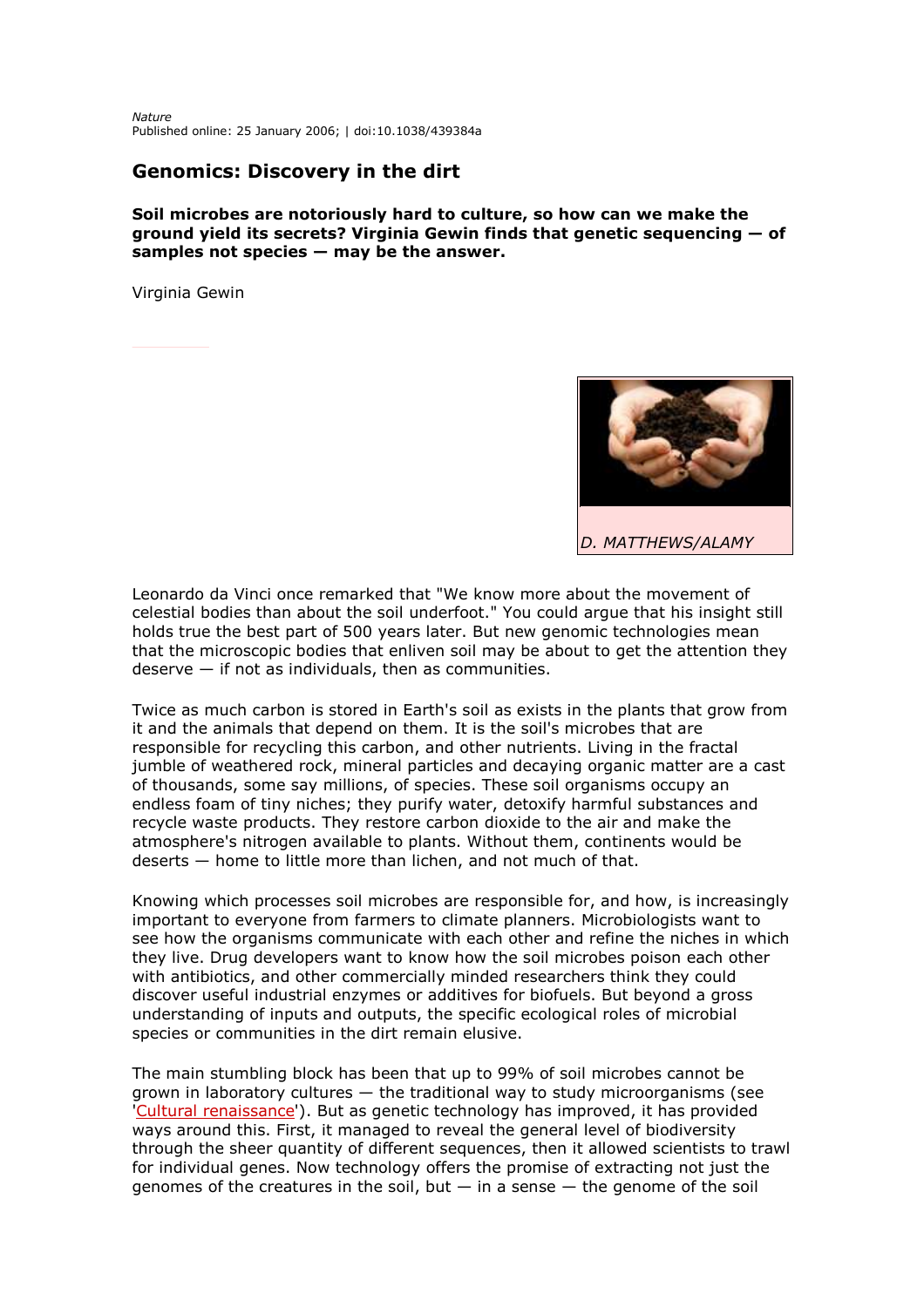*Nature*
Published online: 25 January 2006; | doi:10.1038/439384a

# Genomics: Discovery in the dirt

**Soil microbes are notoriously hard to culture, so how can we make the ground yield its secrets? Virginia Gewin finds that genetic sequencing — of samples not species — may be the answer.**

Virginia Gewin

*D. MATTHEWS/ALAMY*

Leonardo da Vinci once remarked that "We know more about the movement of celestial bodies than about the soil underfoot." You could argue that his insight still holds true the best part of 500 years later. But new genomic technologies mean that the microscopic bodies that enliven soil may be about to get the attention they deserve — if not as individuals, then as communities.

Twice as much carbon is stored in Earth's soil as exists in the plants that grow from it and the animals that depend on them. It is the soil's microbes that are responsible for recycling this carbon, and other nutrients. Living in the fractal jumble of weathered rock, mineral particles and decaying organic matter are a cast of thousands, some say millions, of species. These soil organisms occupy an endless foam of tiny niches; they purify water, detoxify harmful substances and recycle waste products. They restore carbon dioxide to the air and make the atmosphere's nitrogen available to plants. Without them, continents would be deserts — home to little more than lichen, and not much of that.

Knowing which processes soil microbes are responsible for, and how, is increasingly important to everyone from farmers to climate planners. Microbiologists want to see how the organisms communicate with each other and refine the niches in which they live. Drug developers want to know how the soil microbes poison each other with antibiotics, and other commercially minded researchers think they could discover useful industrial enzymes or additives for biofuels. But beyond a gross understanding of inputs and outputs, the specific ecological roles of microbial species or communities in the dirt remain elusive.

The main stumbling block has been that up to 99% of soil microbes cannot be grown in laboratory cultures — the traditional way to study microorganisms (see 'Cultural renaissance'). But as genetic technology has improved, it has provided ways around this. First, it managed to reveal the general level of biodiversity through the sheer quantity of different sequences, then it allowed scientists to trawl for individual genes. Now technology offers the promise of extracting not just the genomes of the creatures in the soil, but — in a sense — the genome of the soil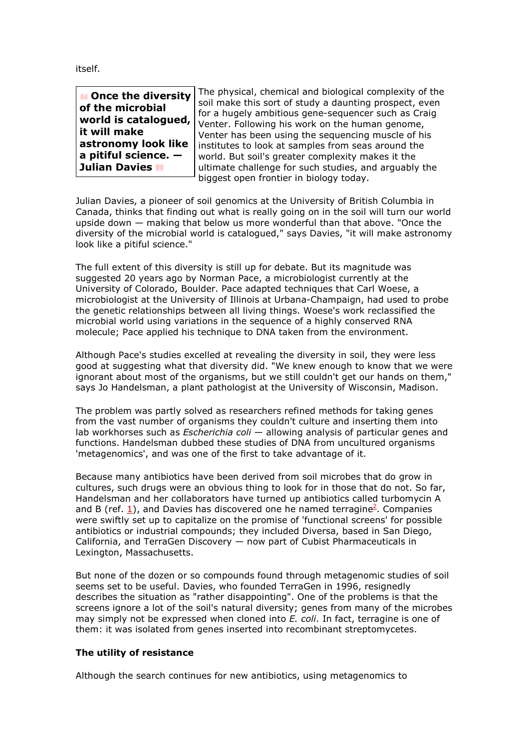itself.

> **Once the diversity of the microbial world is catalogued, it will make astronomy look like a pitiful science. — Julian Davies**

The physical, chemical and biological complexity of the soil make this sort of study a daunting prospect, even for a hugely ambitious gene-sequencer such as Craig Venter. Following his work on the human genome, Venter has been using the sequencing muscle of his institutes to look at samples from seas around the world. But soil's greater complexity makes it the ultimate challenge for such studies, and arguably the biggest open frontier in biology today.

Julian Davies, a pioneer of soil genomics at the University of British Columbia in Canada, thinks that finding out what is really going on in the soil will turn our world upside down — making that below us more wonderful than that above. "Once the diversity of the microbial world is catalogued," says Davies, "it will make astronomy look like a pitiful science."

The full extent of this diversity is still up for debate. But its magnitude was suggested 20 years ago by Norman Pace, a microbiologist currently at the University of Colorado, Boulder. Pace adapted techniques that Carl Woese, a microbiologist at the University of Illinois at Urbana-Champaign, had used to probe the genetic relationships between all living things. Woese's work reclassified the microbial world using variations in the sequence of a highly conserved RNA molecule; Pace applied his technique to DNA taken from the environment.

Although Pace's studies excelled at revealing the diversity in soil, they were less good at suggesting what that diversity did. "We knew enough to know that we were ignorant about most of the organisms, but we still couldn't get our hands on them," says Jo Handelsman, a plant pathologist at the University of Wisconsin, Madison.

The problem was partly solved as researchers refined methods for taking genes from the vast number of organisms they couldn't culture and inserting them into lab workhorses such as *Escherichia coli* — allowing analysis of particular genes and functions. Handelsman dubbed these studies of DNA from uncultured organisms 'metagenomics', and was one of the first to take advantage of it.

Because many antibiotics have been derived from soil microbes that do grow in cultures, such drugs were an obvious thing to look for in those that do not. So far, Handelsman and her collaborators have turned up antibiotics called turbomycin A and B (ref. 1), and Davies has discovered one he named terragine[2]. Companies were swiftly set up to capitalize on the promise of 'functional screens' for possible antibiotics or industrial compounds; they included Diversa, based in San Diego, California, and TerraGen Discovery — now part of Cubist Pharmaceuticals in Lexington, Massachusetts.

But none of the dozen or so compounds found through metagenomic studies of soil seems set to be useful. Davies, who founded TerraGen in 1996, resignedly describes the situation as "rather disappointing". One of the problems is that the screens ignore a lot of the soil's natural diversity; genes from many of the microbes may simply not be expressed when cloned into *E. coli*. In fact, terragine is one of them: it was isolated from genes inserted into recombinant streptomycetes.

**The utility of resistance**

Although the search continues for new antibiotics, using metagenomics to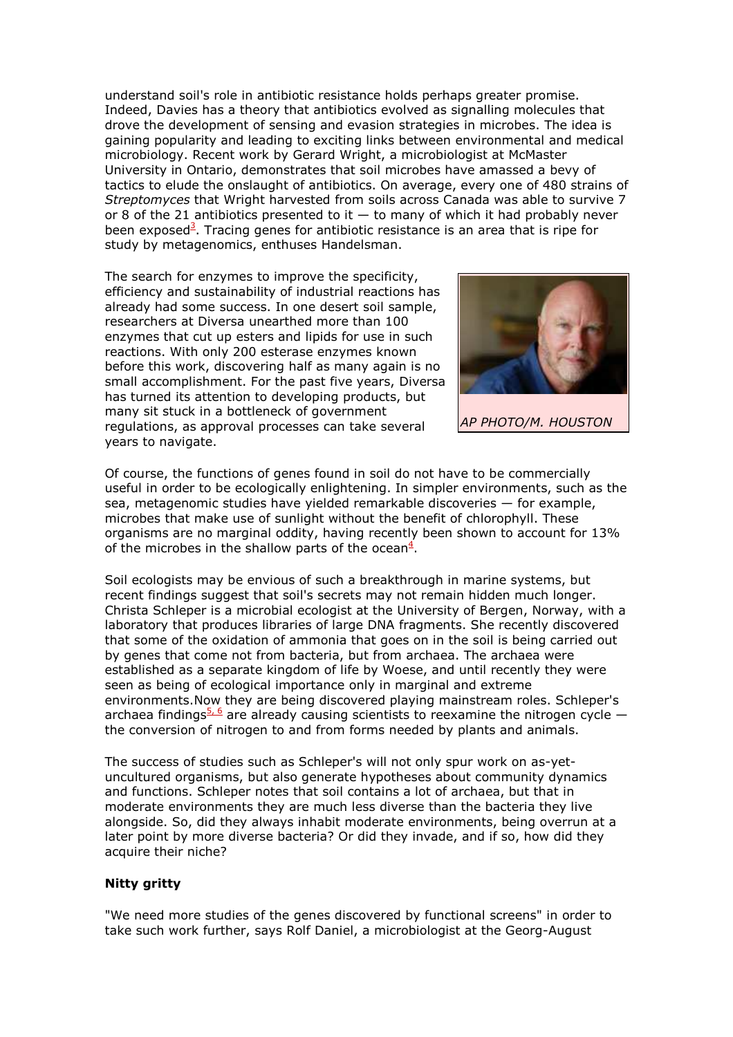understand soil's role in antibiotic resistance holds perhaps greater promise. Indeed, Davies has a theory that antibiotics evolved as signalling molecules that drove the development of sensing and evasion strategies in microbes. The idea is gaining popularity and leading to exciting links between environmental and medical microbiology. Recent work by Gerard Wright, a microbiologist at McMaster University in Ontario, demonstrates that soil microbes have amassed a bevy of tactics to elude the onslaught of antibiotics. On average, every one of 480 strains of *Streptomyces* that Wright harvested from soils across Canada was able to survive 7 or 8 of the 21 antibiotics presented to it — to many of which it had probably never been exposed[3]. Tracing genes for antibiotic resistance is an area that is ripe for study by metagenomics, enthuses Handelsman.

The search for enzymes to improve the specificity, efficiency and sustainability of industrial reactions has already had some success. In one desert soil sample, researchers at Diversa unearthed more than 100 enzymes that cut up esters and lipids for use in such reactions. With only 200 esterase enzymes known before this work, discovering half as many again is no small accomplishment. For the past five years, Diversa has turned its attention to developing products, but many sit stuck in a bottleneck of government regulations, as approval processes can take several years to navigate.

*AP PHOTO/M. HOUSTON*

Of course, the functions of genes found in soil do not have to be commercially useful in order to be ecologically enlightening. In simpler environments, such as the sea, metagenomic studies have yielded remarkable discoveries — for example, microbes that make use of sunlight without the benefit of chlorophyll. These organisms are no marginal oddity, having recently been shown to account for 13% of the microbes in the shallow parts of the ocean[4].

Soil ecologists may be envious of such a breakthrough in marine systems, but recent findings suggest that soil's secrets may not remain hidden much longer. Christa Schleper is a microbial ecologist at the University of Bergen, Norway, with a laboratory that produces libraries of large DNA fragments. She recently discovered that some of the oxidation of ammonia that goes on in the soil is being carried out by genes that come not from bacteria, but from archaea. The archaea were established as a separate kingdom of life by Woese, and until recently they were seen as being of ecological importance only in marginal and extreme environments.Now they are being discovered playing mainstream roles. Schleper's archaea findings[5, 6] are already causing scientists to reexamine the nitrogen cycle — the conversion of nitrogen to and from forms needed by plants and animals.

The success of studies such as Schleper's will not only spur work on as-yet-uncultured organisms, but also generate hypotheses about community dynamics and functions. Schleper notes that soil contains a lot of archaea, but that in moderate environments they are much less diverse than the bacteria they live alongside. So, did they always inhabit moderate environments, being overrun at a later point by more diverse bacteria? Or did they invade, and if so, how did they acquire their niche?

**Nitty gritty**

"We need more studies of the genes discovered by functional screens" in order to take such work further, says Rolf Daniel, a microbiologist at the Georg-August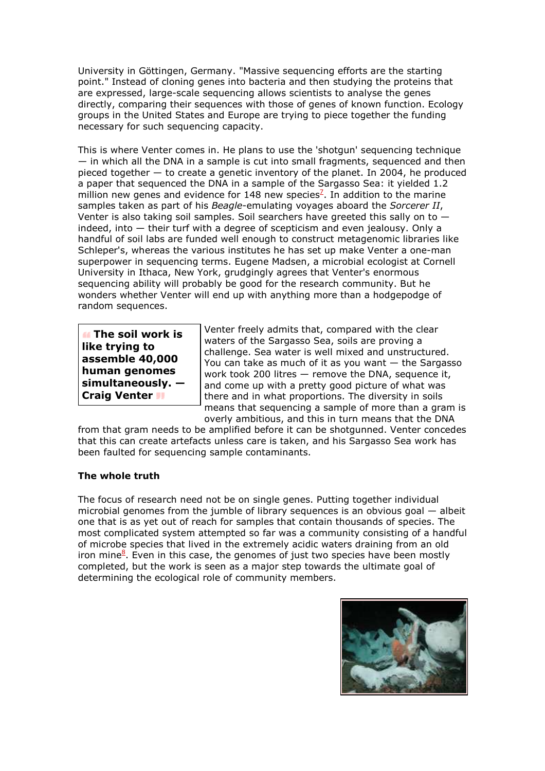University in Göttingen, Germany. "Massive sequencing efforts are the starting point." Instead of cloning genes into bacteria and then studying the proteins that are expressed, large-scale sequencing allows scientists to analyse the genes directly, comparing their sequences with those of genes of known function. Ecology groups in the United States and Europe are trying to piece together the funding necessary for such sequencing capacity.

This is where Venter comes in. He plans to use the 'shotgun' sequencing technique — in which all the DNA in a sample is cut into small fragments, sequenced and then pieced together — to create a genetic inventory of the planet. In 2004, he produced a paper that sequenced the DNA in a sample of the Sargasso Sea: it yielded 1.2 million new genes and evidence for 148 new species[7]. In addition to the marine samples taken as part of his *Beagle*-emulating voyages aboard the *Sorcerer II*, Venter is also taking soil samples. Soil searchers have greeted this sally on to — indeed, into — their turf with a degree of scepticism and even jealousy. Only a handful of soil labs are funded well enough to construct metagenomic libraries like Schleper's, whereas the various institutes he has set up make Venter a one-man superpower in sequencing terms. Eugene Madsen, a microbial ecologist at Cornell University in Ithaca, New York, grudgingly agrees that Venter's enormous sequencing ability will probably be good for the research community. But he wonders whether Venter will end up with anything more than a hodgepodge of random sequences.

> **The soil work is like trying to assemble 40,000 human genomes simultaneously. — Craig Venter**

Venter freely admits that, compared with the clear waters of the Sargasso Sea, soils are proving a challenge. Sea water is well mixed and unstructured. You can take as much of it as you want — the Sargasso work took 200 litres — remove the DNA, sequence it, and come up with a pretty good picture of what was there and in what proportions. The diversity in soils means that sequencing a sample of more than a gram is overly ambitious, and this in turn means that the DNA from that gram needs to be amplified before it can be shotgunned. Venter concedes that this can create artefacts unless care is taken, and his Sargasso Sea work has been faulted for sequencing sample contaminants.

### The whole truth

The focus of research need not be on single genes. Putting together individual microbial genomes from the jumble of library sequences is an obvious goal — albeit one that is as yet out of reach for samples that contain thousands of species. The most complicated system attempted so far was a community consisting of a handful of microbe species that lived in the extremely acidic waters draining from an old iron mine[8]. Even in this case, the genomes of just two species have been mostly completed, but the work is seen as a major step towards the ultimate goal of determining the ecological role of community members.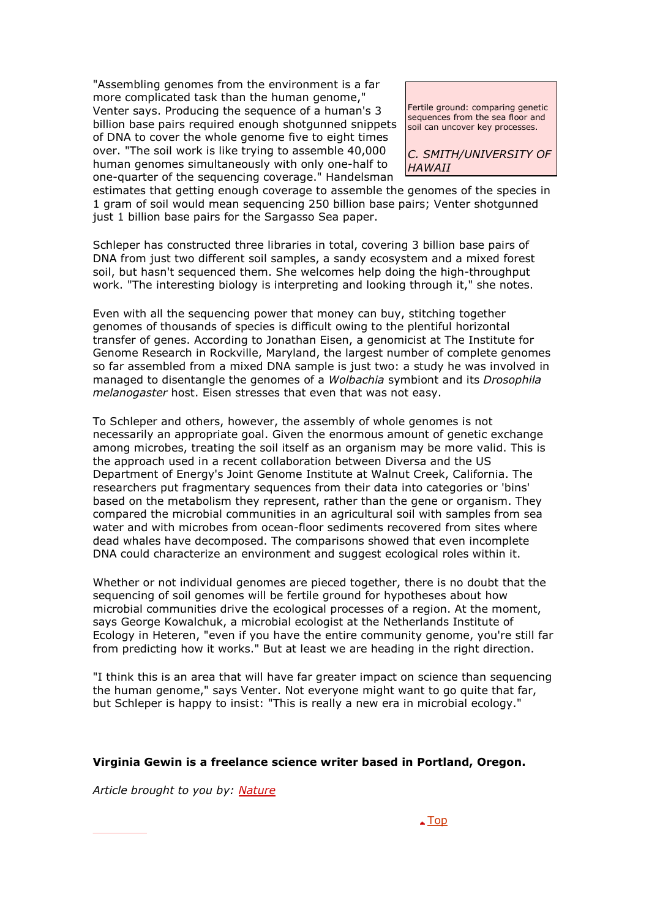"Assembling genomes from the environment is a far more complicated task than the human genome," Venter says. Producing the sequence of a human's 3 billion base pairs required enough shotgunned snippets of DNA to cover the whole genome five to eight times over. "The soil work is like trying to assemble 40,000 human genomes simultaneously with only one-half to one-quarter of the sequencing coverage." Handelsman estimates that getting enough coverage to assemble the genomes of the species in 1 gram of soil would mean sequencing 250 billion base pairs; Venter shotgunned just 1 billion base pairs for the Sargasso Sea paper.

Fertile ground: comparing genetic sequences from the sea floor and soil can uncover key processes.

*C. SMITH/UNIVERSITY OF HAWAII*

Schleper has constructed three libraries in total, covering 3 billion base pairs of DNA from just two different soil samples, a sandy ecosystem and a mixed forest soil, but hasn't sequenced them. She welcomes help doing the high-throughput work. "The interesting biology is interpreting and looking through it," she notes.

Even with all the sequencing power that money can buy, stitching together genomes of thousands of species is difficult owing to the plentiful horizontal transfer of genes. According to Jonathan Eisen, a genomicist at The Institute for Genome Research in Rockville, Maryland, the largest number of complete genomes so far assembled from a mixed DNA sample is just two: a study he was involved in managed to disentangle the genomes of a *Wolbachia* symbiont and its *Drosophila melanogaster* host. Eisen stresses that even that was not easy.

To Schleper and others, however, the assembly of whole genomes is not necessarily an appropriate goal. Given the enormous amount of genetic exchange among microbes, treating the soil itself as an organism may be more valid. This is the approach used in a recent collaboration between Diversa and the US Department of Energy's Joint Genome Institute at Walnut Creek, California. The researchers put fragmentary sequences from their data into categories or 'bins' based on the metabolism they represent, rather than the gene or organism. They compared the microbial communities in an agricultural soil with samples from sea water and with microbes from ocean-floor sediments recovered from sites where dead whales have decomposed. The comparisons showed that even incomplete DNA could characterize an environment and suggest ecological roles within it.

Whether or not individual genomes are pieced together, there is no doubt that the sequencing of soil genomes will be fertile ground for hypotheses about how microbial communities drive the ecological processes of a region. At the moment, says George Kowalchuk, a microbial ecologist at the Netherlands Institute of Ecology in Heteren, "even if you have the entire community genome, you're still far from predicting how it works." But at least we are heading in the right direction.

"I think this is an area that will have far greater impact on science than sequencing the human genome," says Venter. Not everyone might want to go quite that far, but Schleper is happy to insist: "This is really a new era in microbial ecology."

**Virginia Gewin is a freelance science writer based in Portland, Oregon.**

*Article brought to you by:* Nature

Top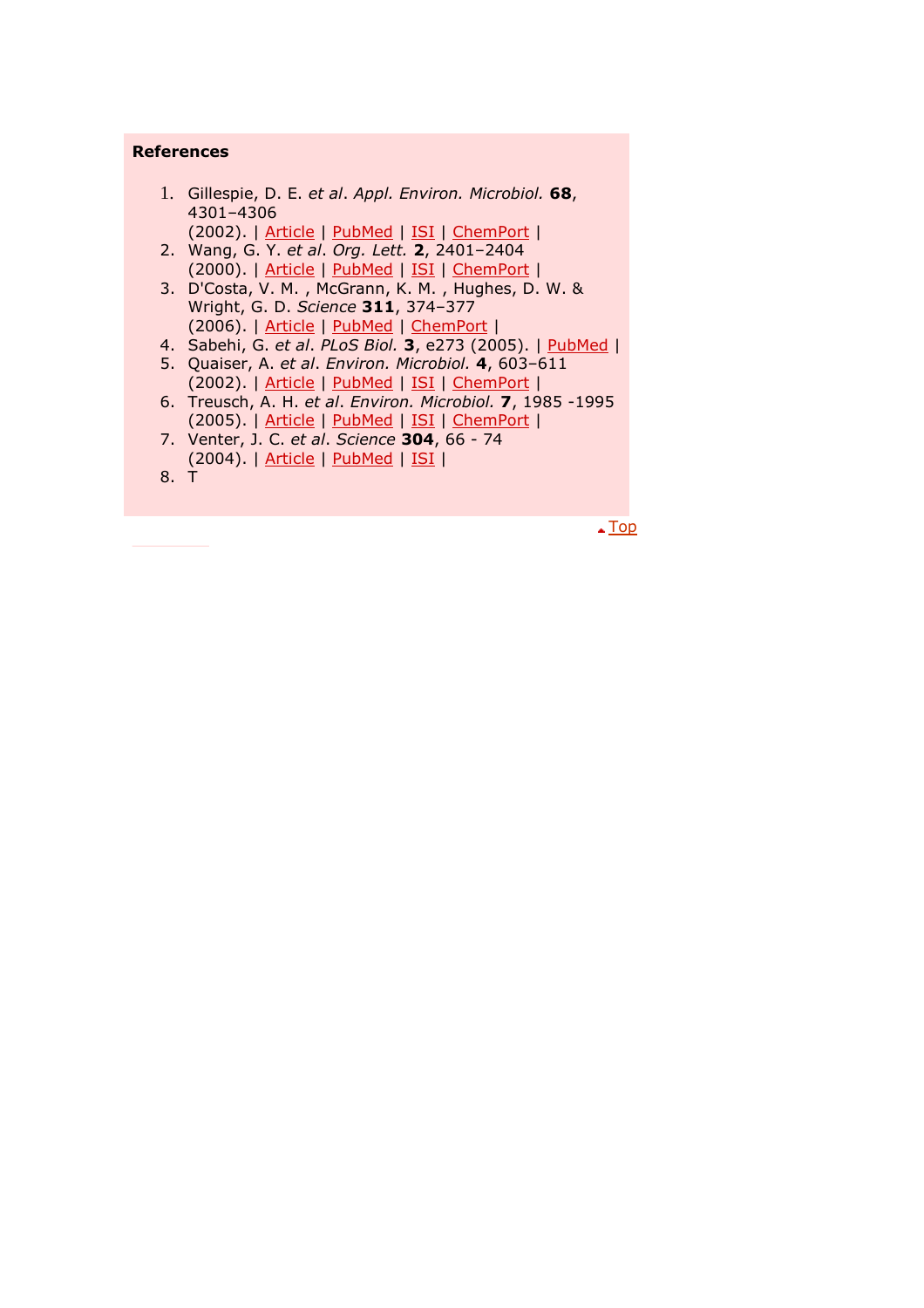### References

1. Gillespie, D. E. *et al*. *Appl. Environ. Microbiol.* **68**, 4301–4306 (2002). | Article | PubMed | ISI | ChemPort |
2. Wang, G. Y. *et al*. *Org. Lett.* **2**, 2401–2404 (2000). | Article | PubMed | ISI | ChemPort |
3. D'Costa, V. M. , McGrann, K. M. , Hughes, D. W. & Wright, G. D. *Science* **311**, 374–377 (2006). | Article | PubMed | ChemPort |
4. Sabehi, G. *et al*. *PLoS Biol.* **3**, e273 (2005). | PubMed |
5. Quaiser, A. *et al*. *Environ. Microbiol.* **4**, 603–611 (2002). | Article | PubMed | ISI | ChemPort |
6. Treusch, A. H. *et al*. *Environ. Microbiol.* **7**, 1985 -1995 (2005). | Article | PubMed | ISI | ChemPort |
7. Venter, J. C. *et al*. *Science* **304**, 66 - 74 (2004). | Article | PubMed | ISI |
8. T

Top